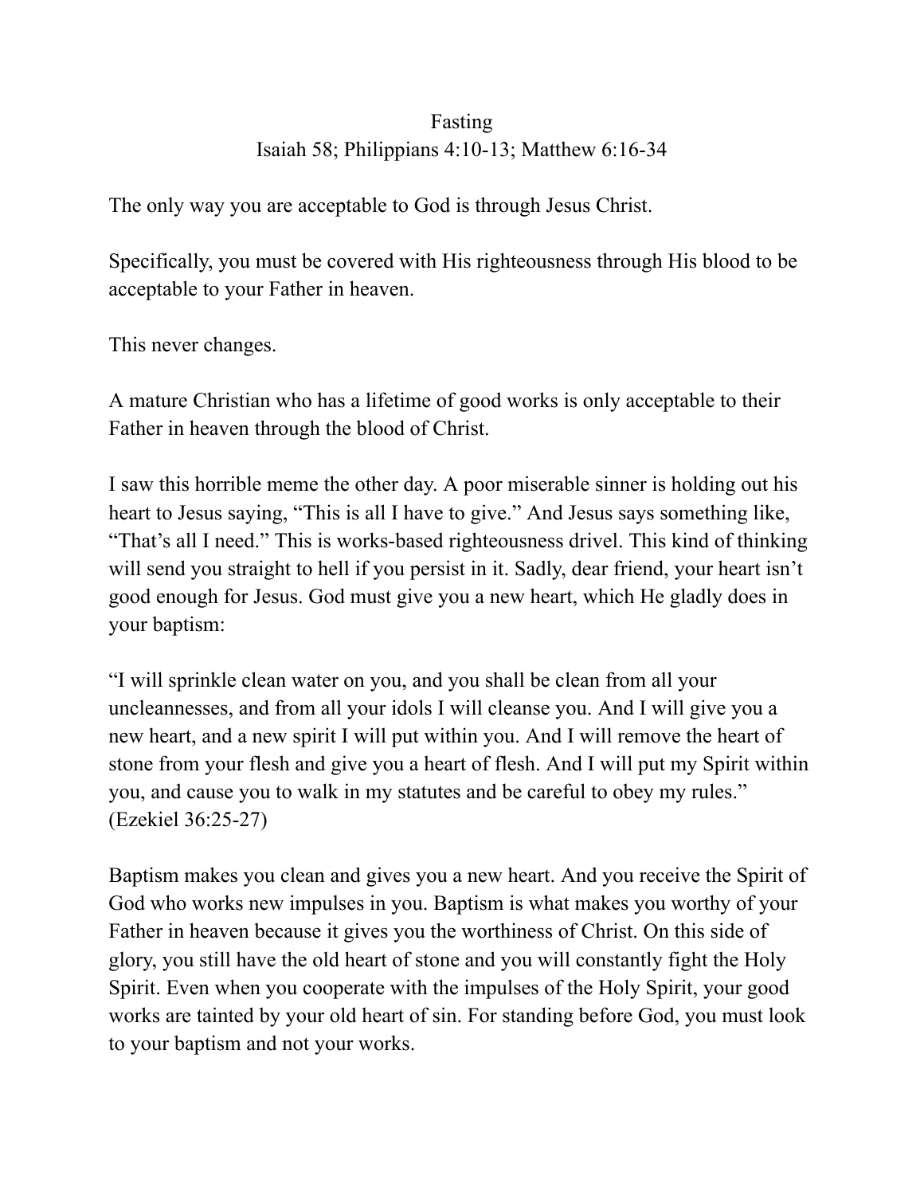# Fasting

## Isaiah 58; Philippians 4:10-13; Matthew 6:16-34

The only way you are acceptable to God is through Jesus Christ.

Specifically, you must be covered with His righteousness through His blood to be acceptable to your Father in heaven.

This never changes.

A mature Christian who has a lifetime of good works is only acceptable to their Father in heaven through the blood of Christ.

I saw this horrible meme the other day. A poor miserable sinner is holding out his heart to Jesus saying, "This is all I have to give." And Jesus says something like, "That's all I need." This is works-based righteousness drivel. This kind of thinking will send you straight to hell if you persist in it. Sadly, dear friend, your heart isn't good enough for Jesus. God must give you a new heart, which He gladly does in your baptism:

"I will sprinkle clean water on you, and you shall be clean from all your uncleannesses, and from all your idols I will cleanse you. And I will give you a new heart, and a new spirit I will put within you. And I will remove the heart of stone from your flesh and give you a heart of flesh. And I will put my Spirit within you, and cause you to walk in my statutes and be careful to obey my rules." (Ezekiel 36:25-27)

Baptism makes you clean and gives you a new heart. And you receive the Spirit of God who works new impulses in you. Baptism is what makes you worthy of your Father in heaven because it gives you the worthiness of Christ. On this side of glory, you still have the old heart of stone and you will constantly fight the Holy Spirit. Even when you cooperate with the impulses of the Holy Spirit, your good works are tainted by your old heart of sin. For standing before God, you must look to your baptism and not your works.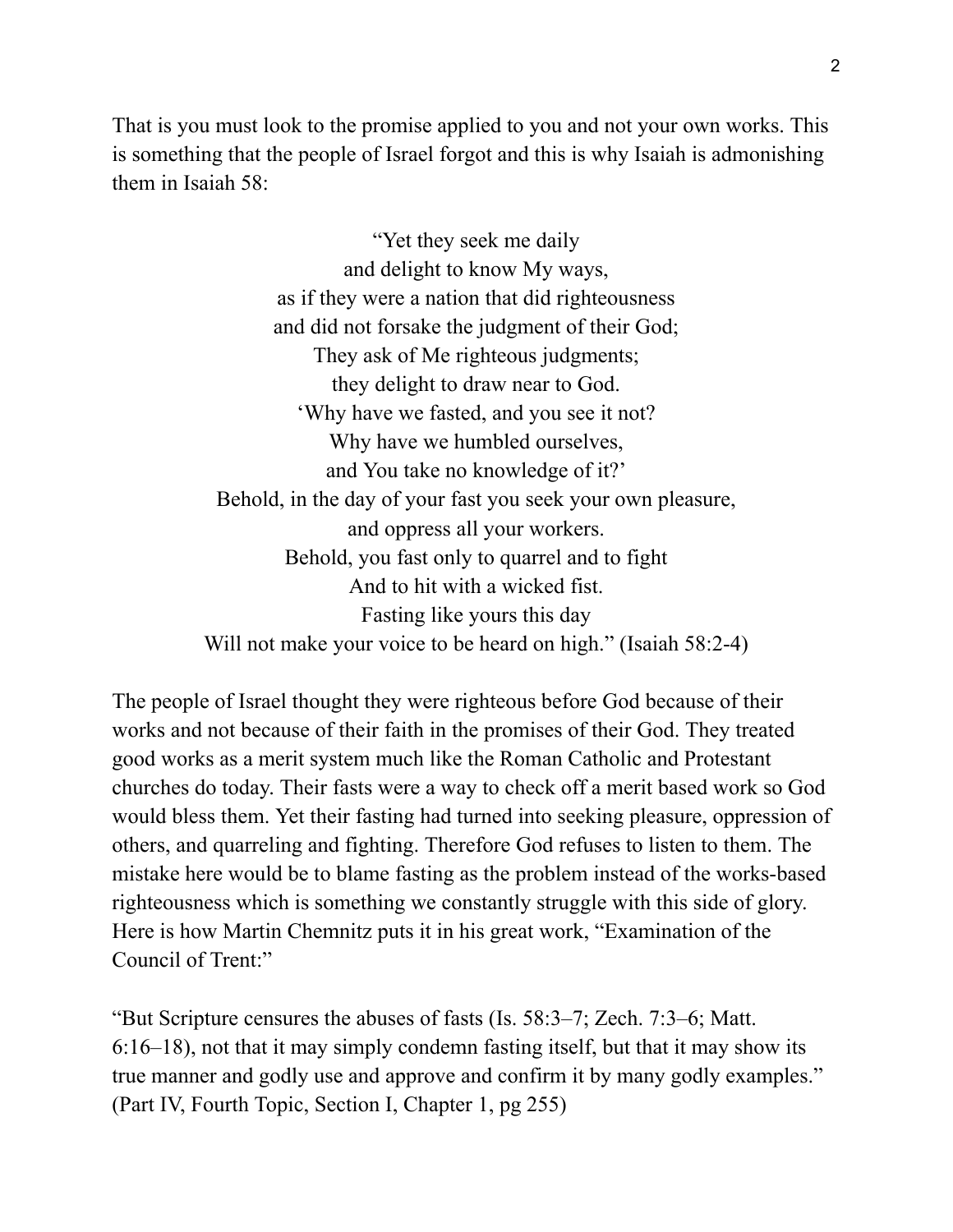That is you must look to the promise applied to you and not your own works. This is something that the people of Israel forgot and this is why Isaiah is admonishing them in Isaiah 58:

> "Yet they seek me daily
> and delight to know My ways,
> as if they were a nation that did righteousness
> and did not forsake the judgment of their God;
> They ask of Me righteous judgments;
> they delight to draw near to God.
> 'Why have we fasted, and you see it not?
> Why have we humbled ourselves,
> and You take no knowledge of it?'
> Behold, in the day of your fast you seek your own pleasure,
> and oppress all your workers.
> Behold, you fast only to quarrel and to fight
> And to hit with a wicked fist.
> Fasting like yours this day
> Will not make your voice to be heard on high." (Isaiah 58:2-4)

The people of Israel thought they were righteous before God because of their works and not because of their faith in the promises of their God. They treated good works as a merit system much like the Roman Catholic and Protestant churches do today. Their fasts were a way to check off a merit based work so God would bless them. Yet their fasting had turned into seeking pleasure, oppression of others, and quarreling and fighting. Therefore God refuses to listen to them. The mistake here would be to blame fasting as the problem instead of the works-based righteousness which is something we constantly struggle with this side of glory. Here is how Martin Chemnitz puts it in his great work, "Examination of the Council of Trent:"

"But Scripture censures the abuses of fasts (Is. 58:3–7; Zech. 7:3–6; Matt. 6:16–18), not that it may simply condemn fasting itself, but that it may show its true manner and godly use and approve and confirm it by many godly examples." (Part IV, Fourth Topic, Section I, Chapter 1, pg 255)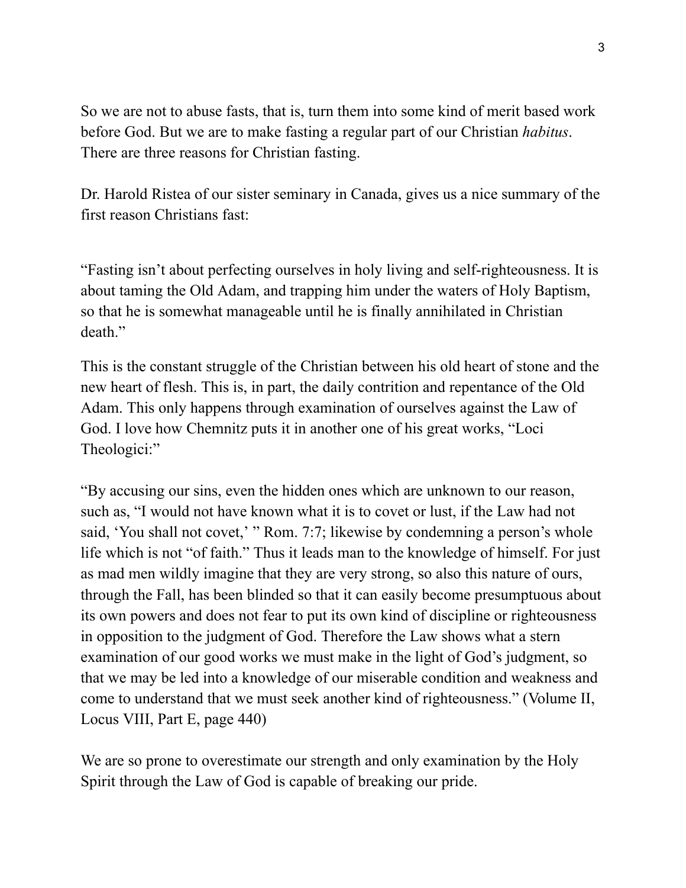So we are not to abuse fasts, that is, turn them into some kind of merit based work before God. But we are to make fasting a regular part of our Christian *habitus*. There are three reasons for Christian fasting.

Dr. Harold Ristea of our sister seminary in Canada, gives us a nice summary of the first reason Christians fast:

"Fasting isn't about perfecting ourselves in holy living and self-righteousness. It is about taming the Old Adam, and trapping him under the waters of Holy Baptism, so that he is somewhat manageable until he is finally annihilated in Christian death."

This is the constant struggle of the Christian between his old heart of stone and the new heart of flesh. This is, in part, the daily contrition and repentance of the Old Adam. This only happens through examination of ourselves against the Law of God. I love how Chemnitz puts it in another one of his great works, "Loci Theologici:"

"By accusing our sins, even the hidden ones which are unknown to our reason, such as, "I would not have known what it is to covet or lust, if the Law had not said, 'You shall not covet,' " Rom. 7:7; likewise by condemning a person's whole life which is not "of faith." Thus it leads man to the knowledge of himself. For just as mad men wildly imagine that they are very strong, so also this nature of ours, through the Fall, has been blinded so that it can easily become presumptuous about its own powers and does not fear to put its own kind of discipline or righteousness in opposition to the judgment of God. Therefore the Law shows what a stern examination of our good works we must make in the light of God's judgment, so that we may be led into a knowledge of our miserable condition and weakness and come to understand that we must seek another kind of righteousness." (Volume II, Locus VIII, Part E, page 440)

We are so prone to overestimate our strength and only examination by the Holy Spirit through the Law of God is capable of breaking our pride.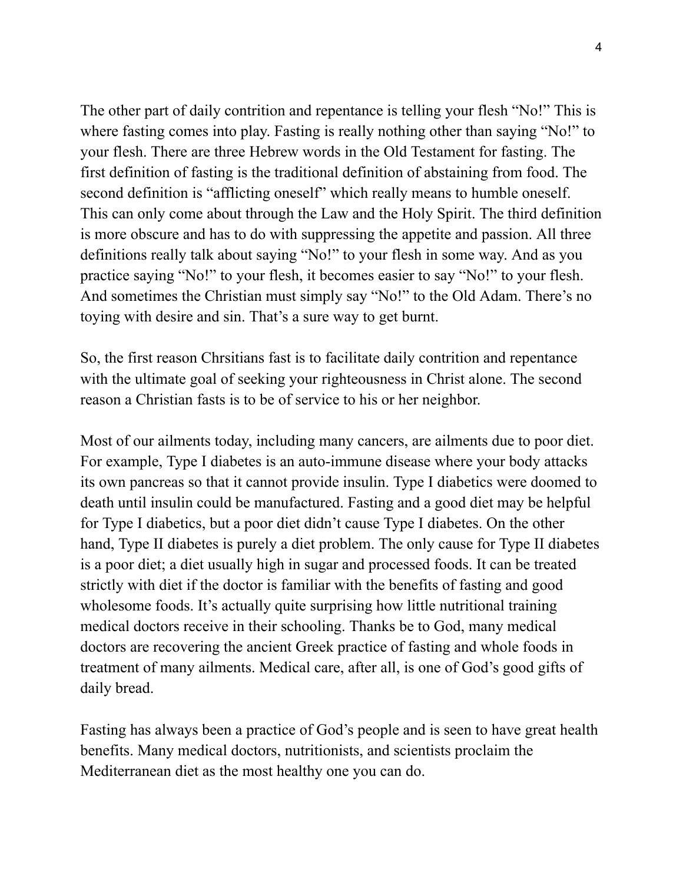The other part of daily contrition and repentance is telling your flesh "No!" This is where fasting comes into play. Fasting is really nothing other than saying "No!" to your flesh. There are three Hebrew words in the Old Testament for fasting. The first definition of fasting is the traditional definition of abstaining from food. The second definition is "afflicting oneself" which really means to humble oneself. This can only come about through the Law and the Holy Spirit. The third definition is more obscure and has to do with suppressing the appetite and passion. All three definitions really talk about saying "No!" to your flesh in some way. And as you practice saying "No!" to your flesh, it becomes easier to say "No!" to your flesh. And sometimes the Christian must simply say "No!" to the Old Adam. There's no toying with desire and sin. That's a sure way to get burnt.

So, the first reason Chrsitians fast is to facilitate daily contrition and repentance with the ultimate goal of seeking your righteousness in Christ alone. The second reason a Christian fasts is to be of service to his or her neighbor.

Most of our ailments today, including many cancers, are ailments due to poor diet. For example, Type I diabetes is an auto-immune disease where your body attacks its own pancreas so that it cannot provide insulin. Type I diabetics were doomed to death until insulin could be manufactured. Fasting and a good diet may be helpful for Type I diabetics, but a poor diet didn't cause Type I diabetes. On the other hand, Type II diabetes is purely a diet problem. The only cause for Type II diabetes is a poor diet; a diet usually high in sugar and processed foods. It can be treated strictly with diet if the doctor is familiar with the benefits of fasting and good wholesome foods. It's actually quite surprising how little nutritional training medical doctors receive in their schooling. Thanks be to God, many medical doctors are recovering the ancient Greek practice of fasting and whole foods in treatment of many ailments. Medical care, after all, is one of God's good gifts of daily bread.

Fasting has always been a practice of God's people and is seen to have great health benefits. Many medical doctors, nutritionists, and scientists proclaim the Mediterranean diet as the most healthy one you can do.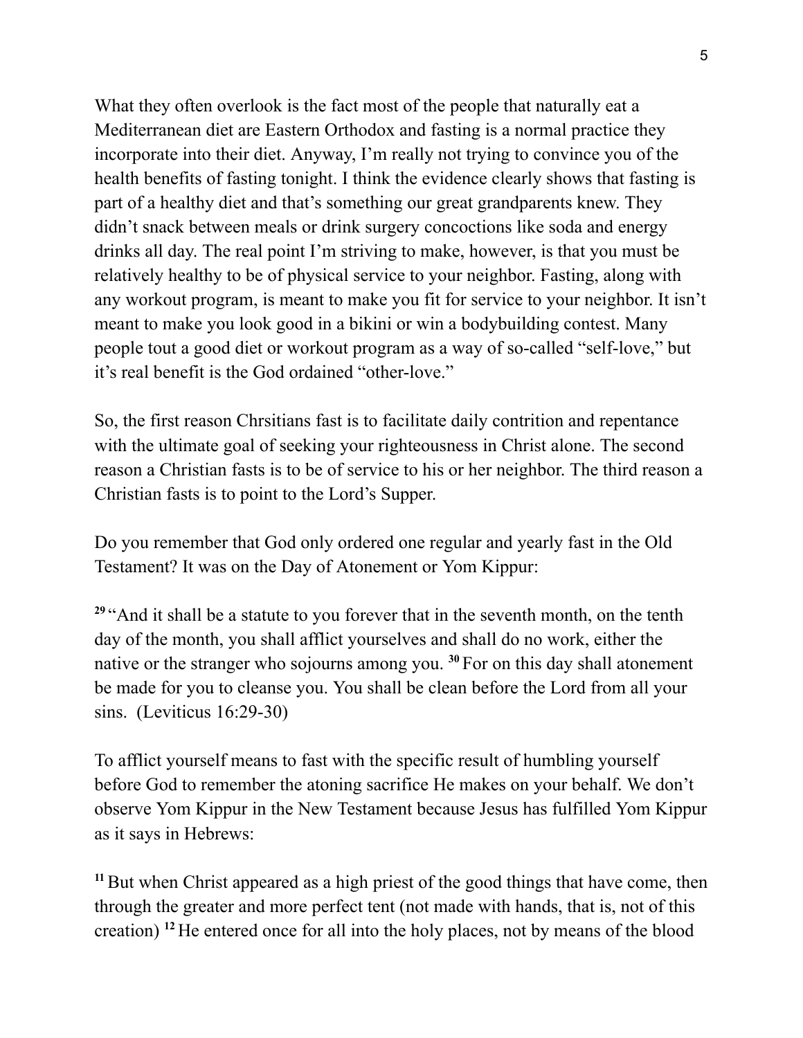What they often overlook is the fact most of the people that naturally eat a Mediterranean diet are Eastern Orthodox and fasting is a normal practice they incorporate into their diet. Anyway, I'm really not trying to convince you of the health benefits of fasting tonight. I think the evidence clearly shows that fasting is part of a healthy diet and that's something our great grandparents knew. They didn't snack between meals or drink surgery concoctions like soda and energy drinks all day. The real point I'm striving to make, however, is that you must be relatively healthy to be of physical service to your neighbor. Fasting, along with any workout program, is meant to make you fit for service to your neighbor. It isn't meant to make you look good in a bikini or win a bodybuilding contest. Many people tout a good diet or workout program as a way of so-called "self-love," but it's real benefit is the God ordained "other-love."

So, the first reason Chrsitians fast is to facilitate daily contrition and repentance with the ultimate goal of seeking your righteousness in Christ alone. The second reason a Christian fasts is to be of service to his or her neighbor. The third reason a Christian fasts is to point to the Lord's Supper.

Do you remember that God only ordered one regular and yearly fast in the Old Testament? It was on the Day of Atonement or Yom Kippur:

**29** "And it shall be a statute to you forever that in the seventh month, on the tenth day of the month, you shall afflict yourselves and shall do no work, either the native or the stranger who sojourns among you. **30** For on this day shall atonement be made for you to cleanse you. You shall be clean before the Lord from all your sins. (Leviticus 16:29-30)

To afflict yourself means to fast with the specific result of humbling yourself before God to remember the atoning sacrifice He makes on your behalf. We don't observe Yom Kippur in the New Testament because Jesus has fulfilled Yom Kippur as it says in Hebrews:

**11** But when Christ appeared as a high priest of the good things that have come, then through the greater and more perfect tent (not made with hands, that is, not of this creation) **12** He entered once for all into the holy places, not by means of the blood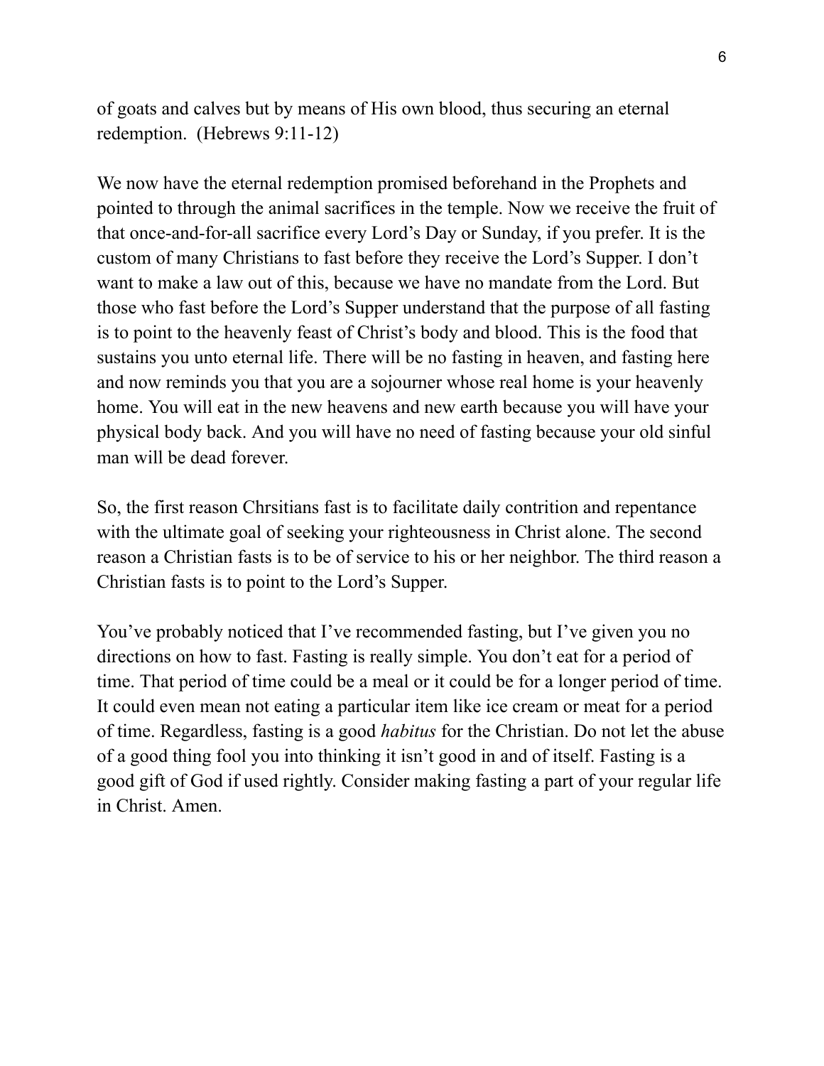of goats and calves but by means of His own blood, thus securing an eternal redemption. (Hebrews 9:11-12)

We now have the eternal redemption promised beforehand in the Prophets and pointed to through the animal sacrifices in the temple. Now we receive the fruit of that once-and-for-all sacrifice every Lord's Day or Sunday, if you prefer. It is the custom of many Christians to fast before they receive the Lord's Supper. I don't want to make a law out of this, because we have no mandate from the Lord. But those who fast before the Lord's Supper understand that the purpose of all fasting is to point to the heavenly feast of Christ's body and blood. This is the food that sustains you unto eternal life. There will be no fasting in heaven, and fasting here and now reminds you that you are a sojourner whose real home is your heavenly home. You will eat in the new heavens and new earth because you will have your physical body back. And you will have no need of fasting because your old sinful man will be dead forever.

So, the first reason Chrsitians fast is to facilitate daily contrition and repentance with the ultimate goal of seeking your righteousness in Christ alone. The second reason a Christian fasts is to be of service to his or her neighbor. The third reason a Christian fasts is to point to the Lord's Supper.

You've probably noticed that I've recommended fasting, but I've given you no directions on how to fast. Fasting is really simple. You don't eat for a period of time. That period of time could be a meal or it could be for a longer period of time. It could even mean not eating a particular item like ice cream or meat for a period of time. Regardless, fasting is a good *habitus* for the Christian. Do not let the abuse of a good thing fool you into thinking it isn't good in and of itself. Fasting is a good gift of God if used rightly. Consider making fasting a part of your regular life in Christ. Amen.